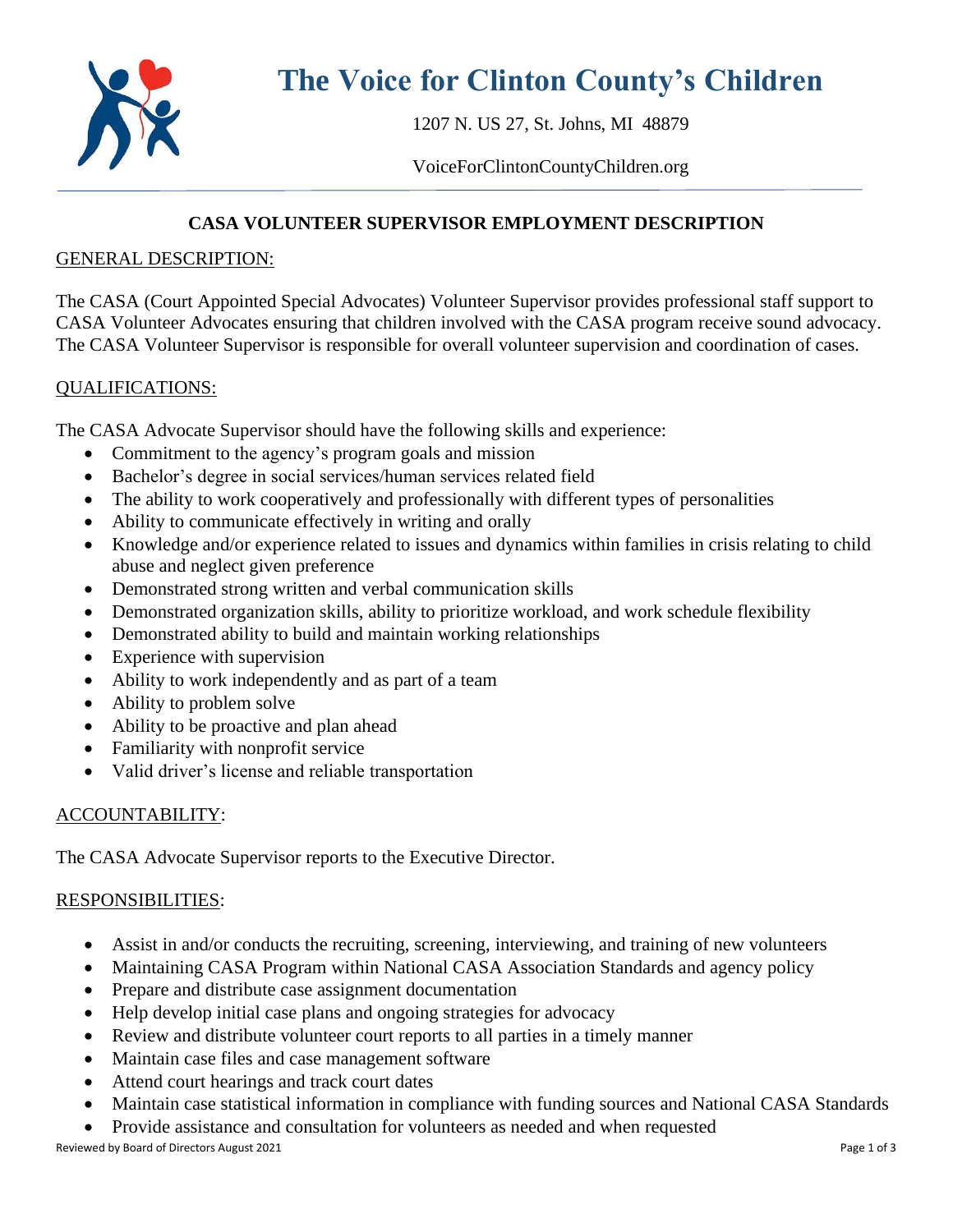# The Voice for Clinton County's Children

1207 N. US 27, St. Johns, MI 48879

VoiceForClintonCountyChildren.org

## CASA VOLUNTEER SUPERVISOR EMPLOYMENT DESCRIPTION

### GENERAL DESCRIPTION:

The CASA (Court Appointed Special Advocates) Volunteer Supervisor provides professional staff support to CASA Volunteer Advocates ensuring that children involved with the CASA program receive sound advocacy. The CASA Volunteer Supervisor is responsible for overall volunteer supervision and coordination of cases.

### QUALIFICATIONS:

The CASA Advocate Supervisor should have the following skills and experience:

- Commitment to the agency's program goals and mission
- Bachelor's degree in social services/human services related field
- The ability to work cooperatively and professionally with different types of personalities
- Ability to communicate effectively in writing and orally
- Knowledge and/or experience related to issues and dynamics within families in crisis relating to child abuse and neglect given preference
- Demonstrated strong written and verbal communication skills
- Demonstrated organization skills, ability to prioritize workload, and work schedule flexibility
- Demonstrated ability to build and maintain working relationships
- Experience with supervision
- Ability to work independently and as part of a team
- Ability to problem solve
- Ability to be proactive and plan ahead
- Familiarity with nonprofit service
- Valid driver's license and reliable transportation

### ACCOUNTABILITY:

The CASA Advocate Supervisor reports to the Executive Director.

### RESPONSIBILITIES:

- Assist in and/or conducts the recruiting, screening, interviewing, and training of new volunteers
- Maintaining CASA Program within National CASA Association Standards and agency policy
- Prepare and distribute case assignment documentation
- Help develop initial case plans and ongoing strategies for advocacy
- Review and distribute volunteer court reports to all parties in a timely manner
- Maintain case files and case management software
- Attend court hearings and track court dates
- Maintain case statistical information in compliance with funding sources and National CASA Standards
- Provide assistance and consultation for volunteers as needed and when requested

Reviewed by Board of Directors August 2021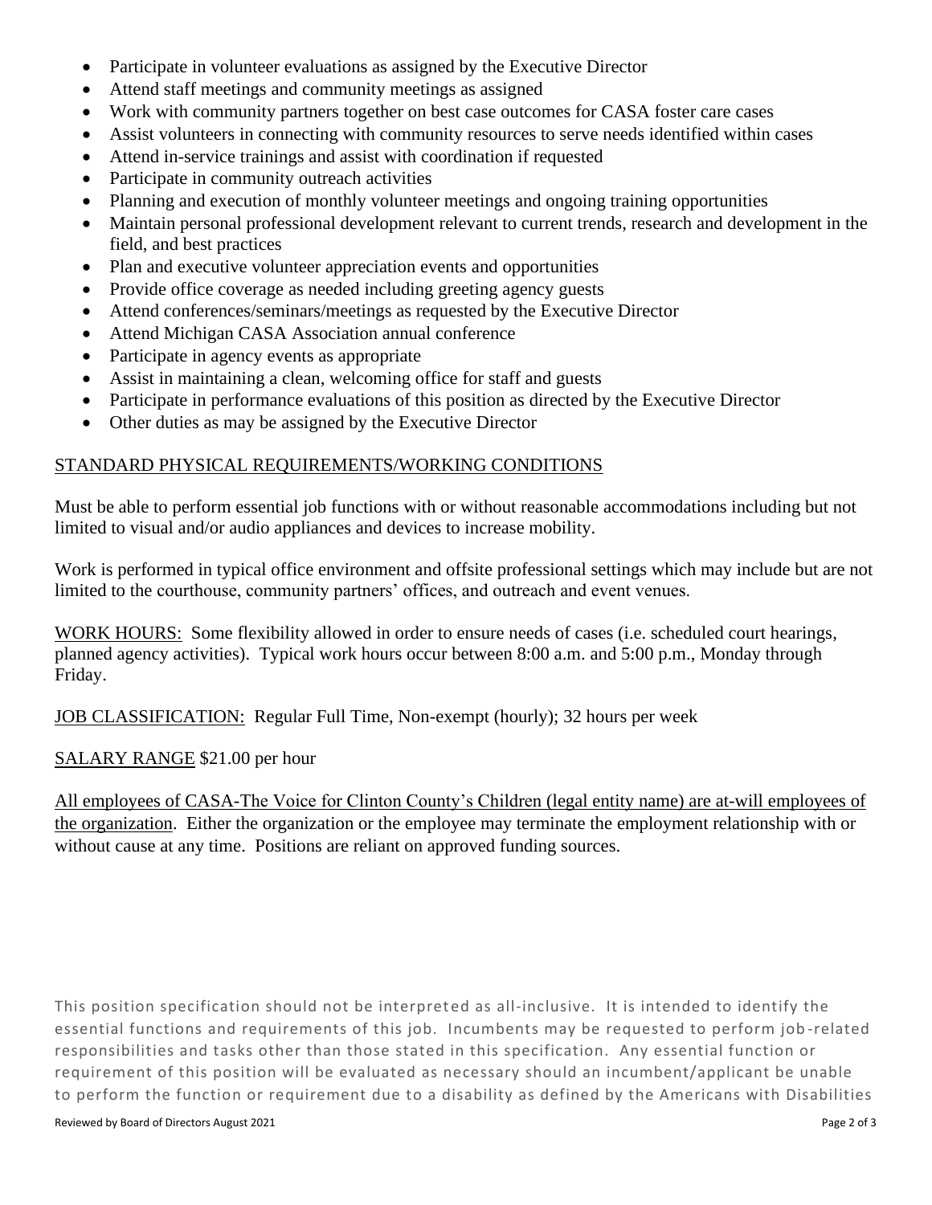- Participate in volunteer evaluations as assigned by the Executive Director
- Attend staff meetings and community meetings as assigned
- Work with community partners together on best case outcomes for CASA foster care cases
- Assist volunteers in connecting with community resources to serve needs identified within cases
- Attend in-service trainings and assist with coordination if requested
- Participate in community outreach activities
- Planning and execution of monthly volunteer meetings and ongoing training opportunities
- Maintain personal professional development relevant to current trends, research and development in the field, and best practices
- Plan and executive volunteer appreciation events and opportunities
- Provide office coverage as needed including greeting agency guests
- Attend conferences/seminars/meetings as requested by the Executive Director
- Attend Michigan CASA Association annual conference
- Participate in agency events as appropriate
- Assist in maintaining a clean, welcoming office for staff and guests
- Participate in performance evaluations of this position as directed by the Executive Director
- Other duties as may be assigned by the Executive Director

## STANDARD PHYSICAL REQUIREMENTS/WORKING CONDITIONS

Must be able to perform essential job functions with or without reasonable accommodations including but not limited to visual and/or audio appliances and devices to increase mobility.

Work is performed in typical office environment and offsite professional settings which may include but are not limited to the courthouse, community partners' offices, and outreach and event venues.

WORK HOURS: Some flexibility allowed in order to ensure needs of cases (i.e. scheduled court hearings, planned agency activities). Typical work hours occur between 8:00 a.m. and 5:00 p.m., Monday through Friday.

JOB CLASSIFICATION: Regular Full Time, Non-exempt (hourly); 32 hours per week

SALARY RANGE $21.00 per hour

All employees of CASA-The Voice for Clinton County's Children (legal entity name) are at-will employees of the organization. Either the organization or the employee may terminate the employment relationship with or without cause at any time. Positions are reliant on approved funding sources.

This position specification should not be interpreted as all-inclusive. It is intended to identify the essential functions and requirements of this job. Incumbents may be requested to perform job-related responsibilities and tasks other than those stated in this specification. Any essential function or requirement of this position will be evaluated as necessary should an incumbent/applicant be unable to perform the function or requirement due to a disability as defined by the Americans with Disabilities

Reviewed by Board of Directors August 2021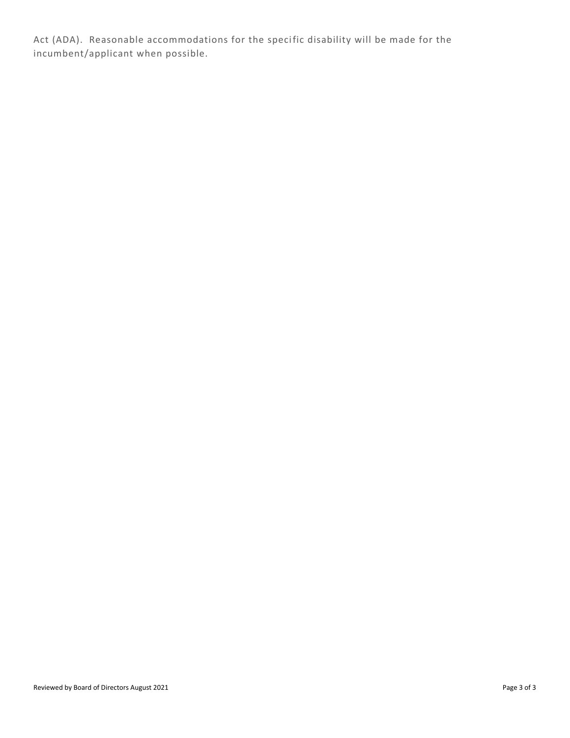Act (ADA). Reasonable accommodations for the specific disability will be made for the incumbent/applicant when possible.